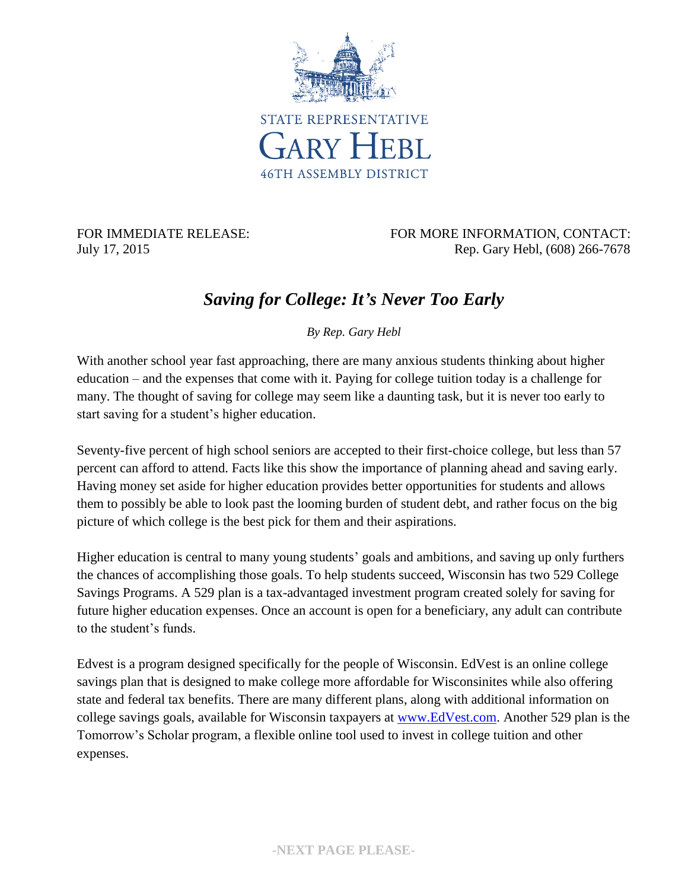STATE REPRESENTATIVE
GARY HEBL
46TH ASSEMBLY DISTRICT

FOR IMMEDIATE RELEASE:
July 17, 2015

FOR MORE INFORMATION, CONTACT:
Rep. Gary Hebl, (608) 266-7678

# *Saving for College: It's Never Too Early*

*By Rep. Gary Hebl*

With another school year fast approaching, there are many anxious students thinking about higher education – and the expenses that come with it. Paying for college tuition today is a challenge for many. The thought of saving for college may seem like a daunting task, but it is never too early to start saving for a student's higher education.

Seventy-five percent of high school seniors are accepted to their first-choice college, but less than 57 percent can afford to attend. Facts like this show the importance of planning ahead and saving early. Having money set aside for higher education provides better opportunities for students and allows them to possibly be able to look past the looming burden of student debt, and rather focus on the big picture of which college is the best pick for them and their aspirations.

Higher education is central to many young students' goals and ambitions, and saving up only furthers the chances of accomplishing those goals. To help students succeed, Wisconsin has two 529 College Savings Programs. A 529 plan is a tax-advantaged investment program created solely for saving for future higher education expenses. Once an account is open for a beneficiary, any adult can contribute to the student's funds.

Edvest is a program designed specifically for the people of Wisconsin. EdVest is an online college savings plan that is designed to make college more affordable for Wisconsinites while also offering state and federal tax benefits. There are many different plans, along with additional information on college savings goals, available for Wisconsin taxpayers at [www.EdVest.com](http://www.EdVest.com). Another 529 plan is the Tomorrow's Scholar program, a flexible online tool used to invest in college tuition and other expenses.

**-NEXT PAGE PLEASE-**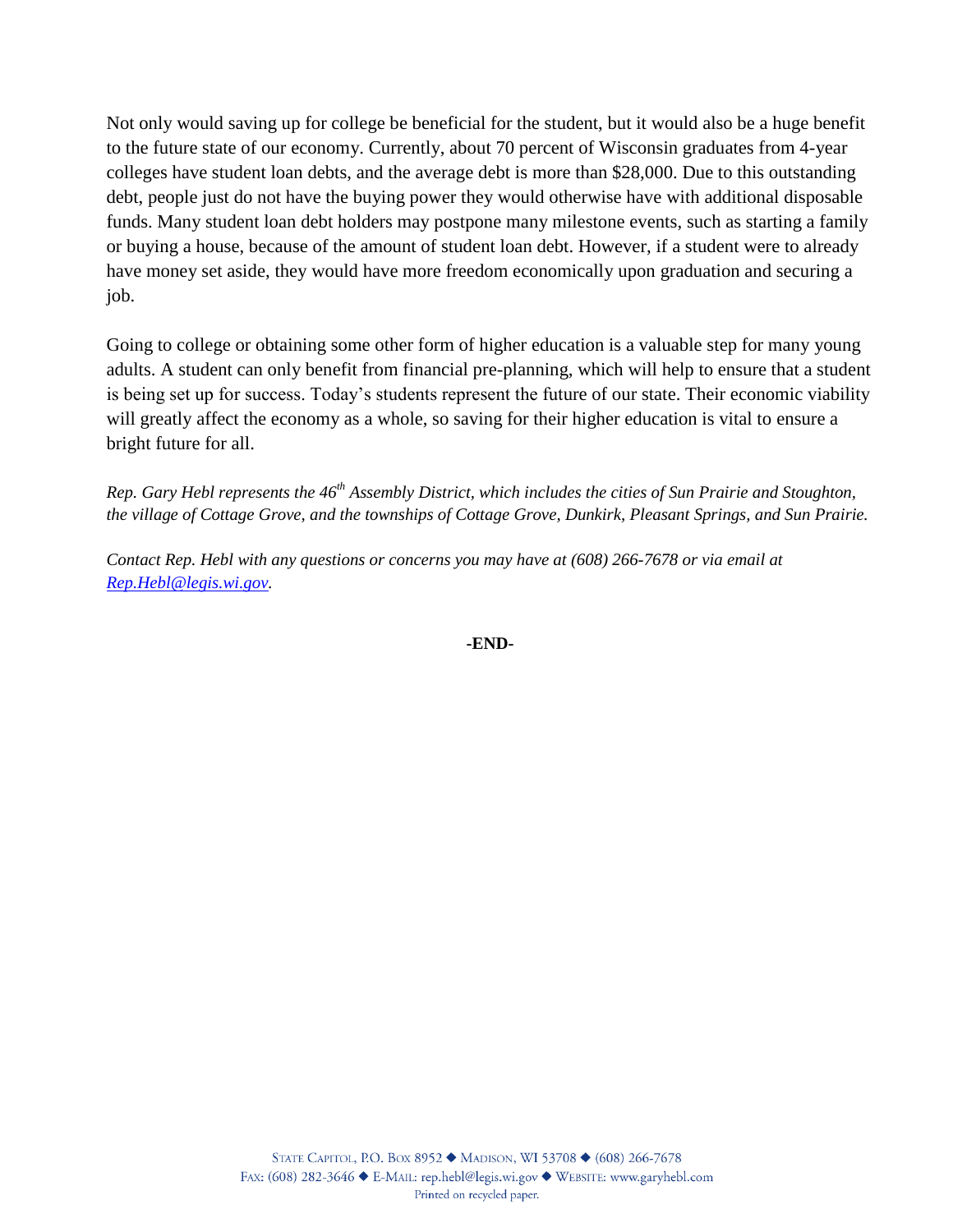Not only would saving up for college be beneficial for the student, but it would also be a huge benefit to the future state of our economy. Currently, about 70 percent of Wisconsin graduates from 4-year colleges have student loan debts, and the average debt is more than $28,000. Due to this outstanding debt, people just do not have the buying power they would otherwise have with additional disposable funds. Many student loan debt holders may postpone many milestone events, such as starting a family or buying a house, because of the amount of student loan debt. However, if a student were to already have money set aside, they would have more freedom economically upon graduation and securing a job.

Going to college or obtaining some other form of higher education is a valuable step for many young adults. A student can only benefit from financial pre-planning, which will help to ensure that a student is being set up for success. Today's students represent the future of our state. Their economic viability will greatly affect the economy as a whole, so saving for their higher education is vital to ensure a bright future for all.

*Rep. Gary Hebl represents the 46th Assembly District, which includes the cities of Sun Prairie and Stoughton, the village of Cottage Grove, and the townships of Cottage Grove, Dunkirk, Pleasant Springs, and Sun Prairie.*

*Contact Rep. Hebl with any questions or concerns you may have at (608) 266-7678 or via email at [Rep.Hebl@legis.wi.gov](mailto:Rep.Hebl@legis.wi.gov).*

**-END-**

STATE CAPITOL, P.O. BOX 8952 ◆ MADISON, WI 53708 ◆ (608) 266-7678
FAX: (608) 282-3646 ◆ E-MAIL: rep.hebl@legis.wi.gov ◆ WEBSITE: www.garyhebl.com
Printed on recycled paper.